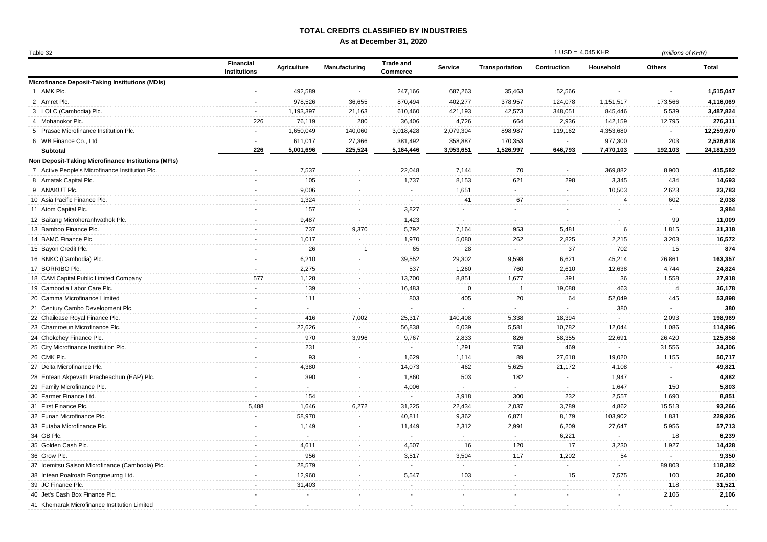# TOTAL CREDITS CLASSIFIED BY INDUSTRIES

## As at December 31, 2020

Table 32 | 1 USD = 4,045 KHR | *(millions of KHR)*

| | Financial Institutions | Agriculture | Manufacturing | Trade and Commerce | Service | Transportation | Contruction | Household | Others | Total |
|---|---|---|---|---|---|---|---|---|---|---|
| **Microfinance Deposit-Taking Institutions (MDIs)** | | | | | | | | | | |
| 1 AMK Plc. | - | 492,589 | - | 247,166 | 687,263 | 35,463 | 52,566 | - | - | **1,515,047** |
| 2 Amret Plc. | - | 978,526 | 36,655 | 870,494 | 402,277 | 378,957 | 124,078 | 1,151,517 | 173,566 | **4,116,069** |
| 3 LOLC (Cambodia) Plc. | - | 1,193,397 | 21,163 | 610,460 | 421,193 | 42,573 | 348,051 | 845,446 | 5,539 | **3,487,824** |
| 4 Mohanokor Plc. | 226 | 76,119 | 280 | 36,406 | 4,726 | 664 | 2,936 | 142,159 | 12,795 | **276,311** |
| 5 Prasac Microfinance Institution Plc. | - | 1,650,049 | 140,060 | 3,018,428 | 2,079,304 | 898,987 | 119,162 | 4,353,680 | - | **12,259,670** |
| 6 WB Finance Co., Ltd | - | 611,017 | 27,366 | 381,492 | 358,887 | 170,353 | - | 977,300 | 203 | **2,526,618** |
| **Subtotal** | **226** | **5,001,696** | **225,524** | **5,164,446** | **3,953,651** | **1,526,997** | **646,793** | **7,470,103** | **192,103** | **24,181,539** |
| **Non Deposit-Taking Microfinance Institutions (MFIs)** | | | | | | | | | | |
| 7 Active People's Microfinance Institution Plc. | - | 7,537 | - | 22,048 | 7,144 | 70 | - | 369,882 | 8,900 | **415,582** |
| 8 Amatak Capital Plc. | - | 105 | - | 1,737 | 8,153 | 621 | 298 | 3,345 | 434 | **14,693** |
| 9 ANAKUT Plc. | - | 9,006 | - | - | 1,651 | - | - | 10,503 | 2,623 | **23,783** |
| 10 Asia Pacific Finance Plc. | - | 1,324 | - | - | 41 | 67 | - | 4 | 602 | **2,038** |
| 11 Atom Capital Plc. | - | 157 | - | 3,827 | - | - | - | - | - | **3,984** |
| 12 Baitang Microheranhvathok Plc. | - | 9,487 | - | 1,423 | - | - | - | - | 99 | **11,009** |
| 13 Bamboo Finance Plc. | - | 737 | 9,370 | 5,792 | 7,164 | 953 | 5,481 | 6 | 1,815 | **31,318** |
| 14 BAMC Finance Plc. | - | 1,017 | - | 1,970 | 5,080 | 262 | 2,825 | 2,215 | 3,203 | **16,572** |
| 15 Bayon Credit Plc. | - | 26 | 1 | 65 | 28 | - | 37 | 702 | 15 | **874** |
| 16 BNKC (Cambodia) Plc. | - | 6,210 | - | 39,552 | 29,302 | 9,598 | 6,621 | 45,214 | 26,861 | **163,357** |
| 17 BORRIBO Plc. | - | 2,275 | - | 537 | 1,260 | 760 | 2,610 | 12,638 | 4,744 | **24,824** |
| 18 CAM Capital Public Limited Company | 577 | 1,128 | - | 13,700 | 8,851 | 1,677 | 391 | 36 | 1,558 | **27,918** |
| 19 Cambodia Labor Care Plc. | - | 139 | - | 16,483 | 0 | 1 | 19,088 | 463 | 4 | **36,178** |
| 20 Camma Microfinance Limited | - | 111 | - | 803 | 405 | 20 | 64 | 52,049 | 445 | **53,898** |
| 21 Century Cambo Development Plc. | - | - | - | - | - | - | - | 380 | - | **380** |
| 22 Chailease Royal Finance Plc. | - | 416 | 7,002 | 25,317 | 140,408 | 5,338 | 18,394 | - | 2,093 | **198,969** |
| 23 Chamroeun Microfinance Plc. | - | 22,626 | - | 56,838 | 6,039 | 5,581 | 10,782 | 12,044 | 1,086 | **114,996** |
| 24 Chokchey Finance Plc. | - | 970 | 3,996 | 9,767 | 2,833 | 826 | 58,355 | 22,691 | 26,420 | **125,858** |
| 25 City Microfinance Institution Plc. | - | 231 | - | - | 1,291 | 758 | 469 | - | 31,556 | **34,306** |
| 26 CMK Plc. | - | 93 | - | 1,629 | 1,114 | 89 | 27,618 | 19,020 | 1,155 | **50,717** |
| 27 Delta Microfinance Plc. | - | 4,380 | - | 14,073 | 462 | 5,625 | 21,172 | 4,108 | - | **49,821** |
| 28 Entean Akpevath Pracheachun (EAP) Plc. | - | 390 | - | 1,860 | 503 | 182 | - | 1,947 | - | **4,882** |
| 29 Family Microfinance Plc. | - | - | - | 4,006 | - | - | - | 1,647 | 150 | **5,803** |
| 30 Farmer Finance Ltd. | - | 154 | - | - | 3,918 | 300 | 232 | 2,557 | 1,690 | **8,851** |
| 31 First Finance Plc. | 5,488 | 1,646 | 6,272 | 31,225 | 22,434 | 2,037 | 3,789 | 4,862 | 15,513 | **93,266** |
| 32 Funan Microfinance Plc. | - | 58,970 | - | 40,811 | 9,362 | 6,871 | 8,179 | 103,902 | 1,831 | **229,926** |
| 33 Futaba Microfinance Plc. | - | 1,149 | - | 11,449 | 2,312 | 2,991 | 6,209 | 27,647 | 5,956 | **57,713** |
| 34 GB Plc. | - | - | - | - | - | - | 6,221 | - | 18 | **6,239** |
| 35 Golden Cash Plc. | - | 4,611 | - | 4,507 | 16 | 120 | 17 | 3,230 | 1,927 | **14,428** |
| 36 Grow Plc. | - | 956 | - | 3,517 | 3,504 | 117 | 1,202 | 54 | - | **9,350** |
| 37 Idemitsu Saison Microfinance (Cambodia) Plc. | - | 28,579 | - | - | - | - | - | - | 89,803 | **118,382** |
| 38 Intean Poalroath Rongroeurng Ltd. | - | 12,960 | - | 5,547 | 103 | - | 15 | 7,575 | 100 | **26,300** |
| 39 JC Finance Plc. | - | 31,403 | - | - | - | - | - | - | 118 | **31,521** |
| 40 Jet's Cash Box Finance Plc. | - | - | - | - | - | - | - | - | 2,106 | **2,106** |
| 41 Khemarak Microfinance Institution Limited | - | - | - | - | - | - | - | - | - | **-** |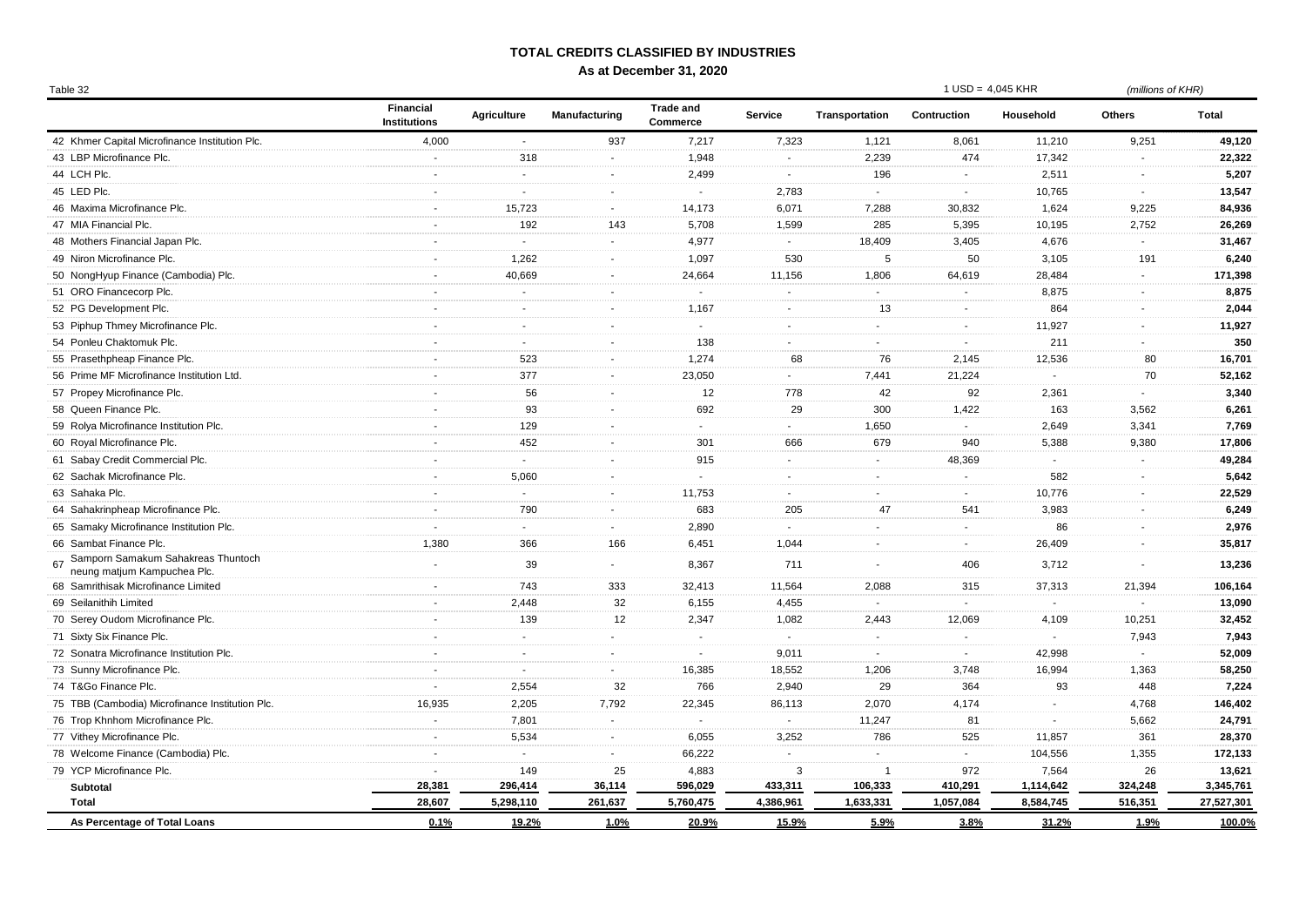# TOTAL CREDITS CLASSIFIED BY INDUSTRIES

## As at December 31, 2020

Table 32 | 1 USD = 4,045 KHR | *(millions of KHR)*

| | Financial Institutions | Agriculture | Manufacturing | Trade and Commerce | Service | Transportation | Contruction | Household | Others | Total |
|---|---|---|---|---|---|---|---|---|---|---|
| 42 Khmer Capital Microfinance Institution Plc. | 4,000 | - | 937 | 7,217 | 7,323 | 1,121 | 8,061 | 11,210 | 9,251 | **49,120** |
| 43 LBP Microfinance Plc. | - | 318 | - | 1,948 | - | 2,239 | 474 | 17,342 | - | **22,322** |
| 44 LCH Plc. | - | - | - | 2,499 | - | 196 | - | 2,511 | - | **5,207** |
| 45 LED Plc. | - | - | - | - | 2,783 | - | - | 10,765 | - | **13,547** |
| 46 Maxima Microfinance Plc. | - | 15,723 | - | 14,173 | 6,071 | 7,288 | 30,832 | 1,624 | 9,225 | **84,936** |
| 47 MIA Financial Plc. | - | 192 | 143 | 5,708 | 1,599 | 285 | 5,395 | 10,195 | 2,752 | **26,269** |
| 48 Mothers Financial Japan Plc. | - | - | - | 4,977 | - | 18,409 | 3,405 | 4,676 | - | **31,467** |
| 49 Niron Microfinance Plc. | - | 1,262 | - | 1,097 | 530 | 5 | 50 | 3,105 | 191 | **6,240** |
| 50 NongHyup Finance (Cambodia) Plc. | - | 40,669 | - | 24,664 | 11,156 | 1,806 | 64,619 | 28,484 | - | **171,398** |
| 51 ORO Financecorp Plc. | - | - | - | - | - | - | - | 8,875 | - | **8,875** |
| 52 PG Development Plc. | - | - | - | 1,167 | - | 13 | - | 864 | - | **2,044** |
| 53 Piphup Thmey Microfinance Plc. | - | - | - | - | - | - | - | 11,927 | - | **11,927** |
| 54 Ponleu Chaktomuk Plc. | - | - | - | 138 | - | - | - | 211 | - | **350** |
| 55 Prasethpheap Finance Plc. | - | 523 | - | 1,274 | 68 | 76 | 2,145 | 12,536 | 80 | **16,701** |
| 56 Prime MF Microfinance Institution Ltd. | - | 377 | - | 23,050 | - | 7,441 | 21,224 | - | 70 | **52,162** |
| 57 Propey Microfinance Plc. | - | 56 | - | 12 | 778 | 42 | 92 | 2,361 | - | **3,340** |
| 58 Queen Finance Plc. | - | 93 | - | 692 | 29 | 300 | 1,422 | 163 | 3,562 | **6,261** |
| 59 Rolya Microfinance Institution Plc. | - | 129 | - | - | - | 1,650 | - | 2,649 | 3,341 | **7,769** |
| 60 Royal Microfinance Plc. | - | 452 | - | 301 | 666 | 679 | 940 | 5,388 | 9,380 | **17,806** |
| 61 Sabay Credit Commercial Plc. | - | - | - | 915 | - | - | 48,369 | - | - | **49,284** |
| 62 Sachak Microfinance Plc. | - | 5,060 | - | - | - | - | - | 582 | - | **5,642** |
| 63 Sahaka Plc. | - | - | - | 11,753 | - | - | - | 10,776 | - | **22,529** |
| 64 Sahakrinpheap Microfinance Plc. | - | 790 | - | 683 | 205 | 47 | 541 | 3,983 | - | **6,249** |
| 65 Samaky Microfinance Institution Plc. | - | - | - | 2,890 | - | - | - | 86 | - | **2,976** |
| 66 Sambat Finance Plc. | 1,380 | 366 | 166 | 6,451 | 1,044 | - | - | 26,409 | - | **35,817** |
| 67 Samporn Samakum Sahakreas Thuntoch neung matjum Kampuchea Plc. | - | 39 | - | 8,367 | 711 | - | 406 | 3,712 | - | **13,236** |
| 68 Samrithisak Microfinance Limited | - | 743 | 333 | 32,413 | 11,564 | 2,088 | 315 | 37,313 | 21,394 | **106,164** |
| 69 Seilanithih Limited | - | 2,448 | 32 | 6,155 | 4,455 | - | - | - | - | **13,090** |
| 70 Serey Oudom Microfinance Plc. | - | 139 | 12 | 2,347 | 1,082 | 2,443 | 12,069 | 4,109 | 10,251 | **32,452** |
| 71 Sixty Six Finance Plc. | - | - | - | - | - | - | - | - | 7,943 | **7,943** |
| 72 Sonatra Microfinance Institution Plc. | - | - | - | - | 9,011 | - | - | 42,998 | - | **52,009** |
| 73 Sunny Microfinance Plc. | - | - | - | 16,385 | 18,552 | 1,206 | 3,748 | 16,994 | 1,363 | **58,250** |
| 74 T&Go Finance Plc. | - | 2,554 | 32 | 766 | 2,940 | 29 | 364 | 93 | 448 | **7,224** |
| 75 TBB (Cambodia) Microfinance Institution Plc. | 16,935 | 2,205 | 7,792 | 22,345 | 86,113 | 2,070 | 4,174 | - | 4,768 | **146,402** |
| 76 Trop Khnhom Microfinance Plc. | - | 7,801 | - | - | - | 11,247 | 81 | - | 5,662 | **24,791** |
| 77 Vithey Microfinance Plc. | - | 5,534 | - | 6,055 | 3,252 | 786 | 525 | 11,857 | 361 | **28,370** |
| 78 Welcome Finance (Cambodia) Plc. | - | - | - | 66,222 | - | - | - | 104,556 | 1,355 | **172,133** |
| 79 YCP Microfinance Plc. | - | 149 | 25 | 4,883 | 3 | 1 | 972 | 7,564 | 26 | **13,621** |
| **Subtotal** | **28,381** | **296,414** | **36,114** | **596,029** | **433,311** | **106,333** | **410,291** | **1,114,642** | **324,248** | **3,345,761** |
| **Total** | **28,607** | **5,298,110** | **261,637** | **5,760,475** | **4,386,961** | **1,633,331** | **1,057,084** | **8,584,745** | **516,351** | **27,527,301** |
| **As Percentage of Total Loans** | **0.1%** | **19.2%** | **1.0%** | **20.9%** | **15.9%** | **5.9%** | **3.8%** | **31.2%** | **1.9%** | **100.0%** |